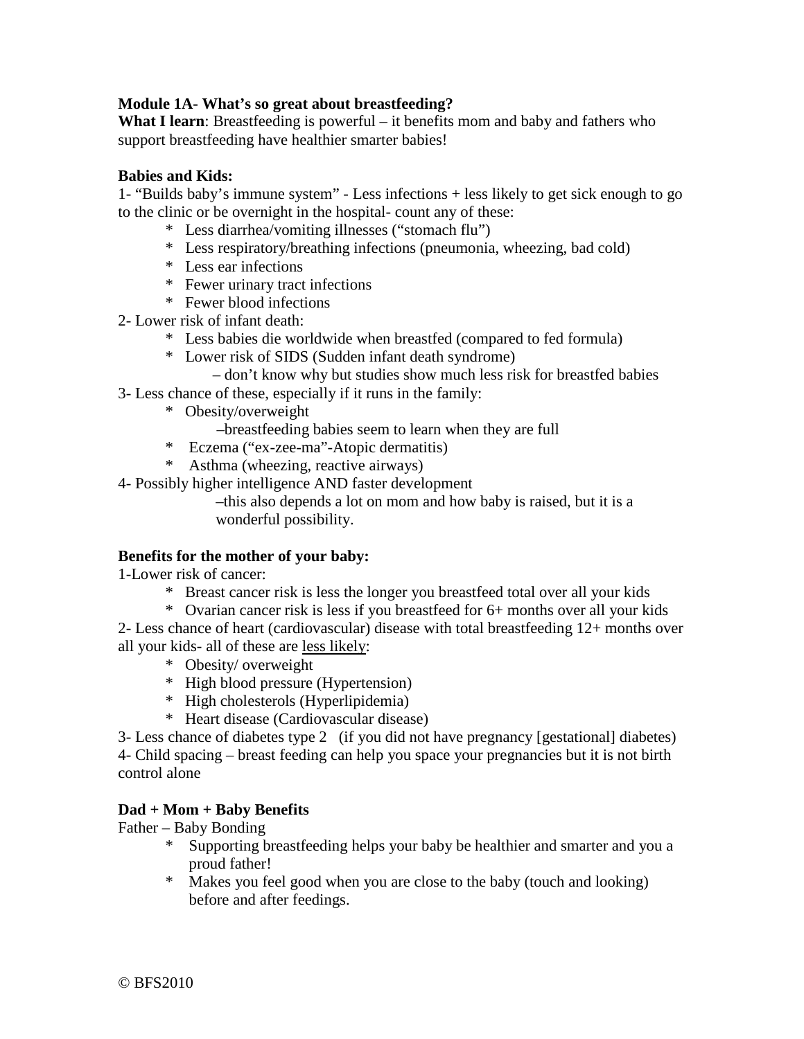**Module 1A- What's so great about breastfeeding?**

**What I learn**: Breastfeeding is powerful – it benefits mom and baby and fathers who support breastfeeding have healthier smarter babies!

**Babies and Kids:**

1- "Builds baby's immune system" - Less infections + less likely to get sick enough to go to the clinic or be overnight in the hospital- count any of these:

- Less diarrhea/vomiting illnesses ("stomach flu")
- Less respiratory/breathing infections (pneumonia, wheezing, bad cold)
- Less ear infections
- Fewer urinary tract infections
- Fewer blood infections

2- Lower risk of infant death:

- Less babies die worldwide when breastfed (compared to fed formula)
- Lower risk of SIDS (Sudden infant death syndrome)
  – don't know why but studies show much less risk for breastfed babies

3- Less chance of these, especially if it runs in the family:

- Obesity/overweight
  –breastfeeding babies seem to learn when they are full
- Eczema ("ex-zee-ma"-Atopic dermatitis)
- Asthma (wheezing, reactive airways)

4- Possibly higher intelligence AND faster development
  –this also depends a lot on mom and how baby is raised, but it is a wonderful possibility.

**Benefits for the mother of your baby:**

1-Lower risk of cancer:

- Breast cancer risk is less the longer you breastfeed total over all your kids
- Ovarian cancer risk is less if you breastfeed for 6+ months over all your kids

2- Less chance of heart (cardiovascular) disease with total breastfeeding 12+ months over all your kids- all of these are <u>less likely</u>:

- Obesity/ overweight
- High blood pressure (Hypertension)
- High cholesterols (Hyperlipidemia)
- Heart disease (Cardiovascular disease)

3- Less chance of diabetes type 2 (if you did not have pregnancy [gestational] diabetes)

4- Child spacing – breast feeding can help you space your pregnancies but it is not birth control alone

**Dad + Mom + Baby Benefits**

Father – Baby Bonding

- Supporting breastfeeding helps your baby be healthier and smarter and you a proud father!
- Makes you feel good when you are close to the baby (touch and looking) before and after feedings.

© BFS2010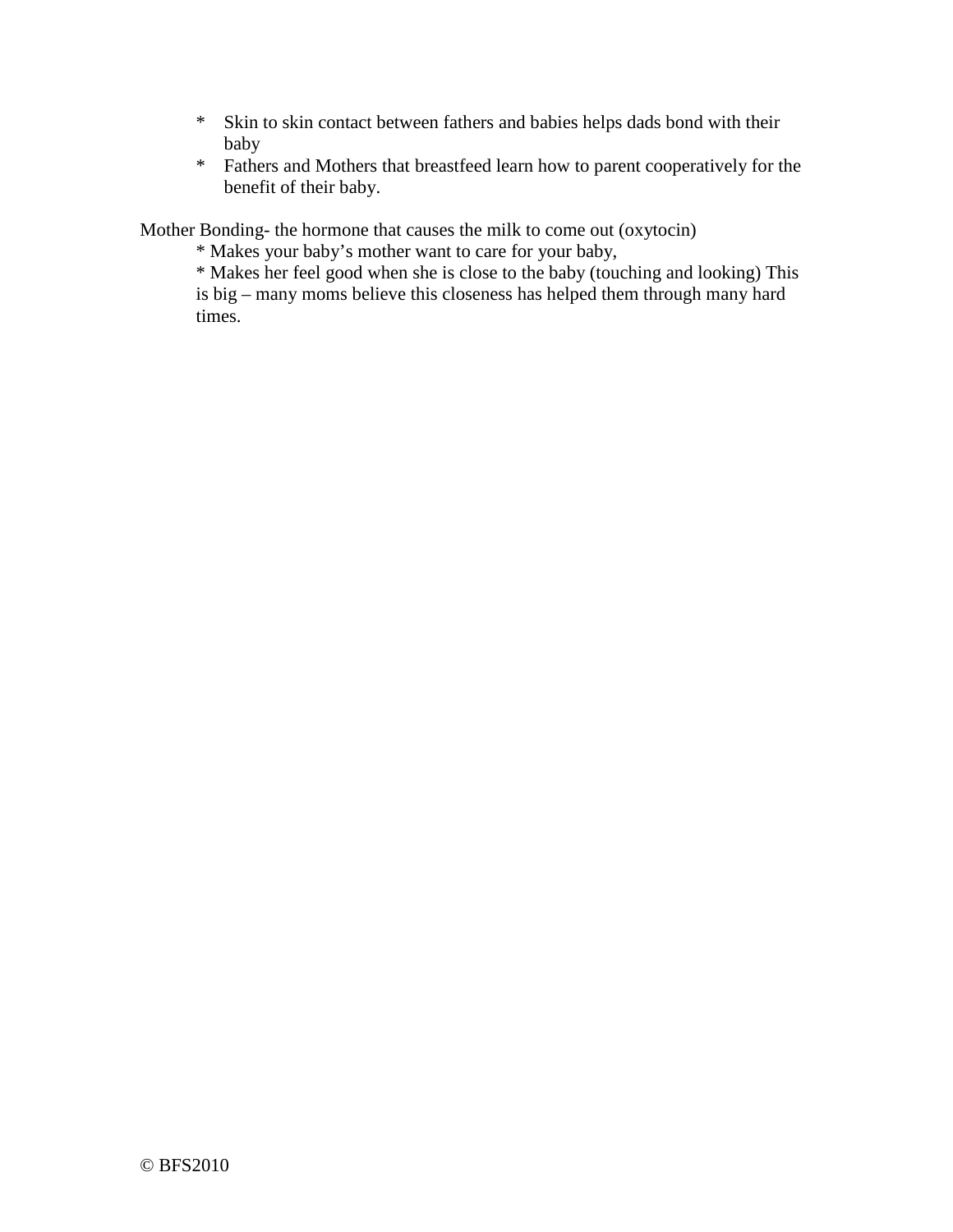* Skin to skin contact between fathers and babies helps dads bond with their baby
* Fathers and Mothers that breastfeed learn how to parent cooperatively for the benefit of their baby.

Mother Bonding- the hormone that causes the milk to come out (oxytocin)

* Makes your baby's mother want to care for your baby,
* Makes her feel good when she is close to the baby (touching and looking) This is big – many moms believe this closeness has helped them through many hard times.

© BFS2010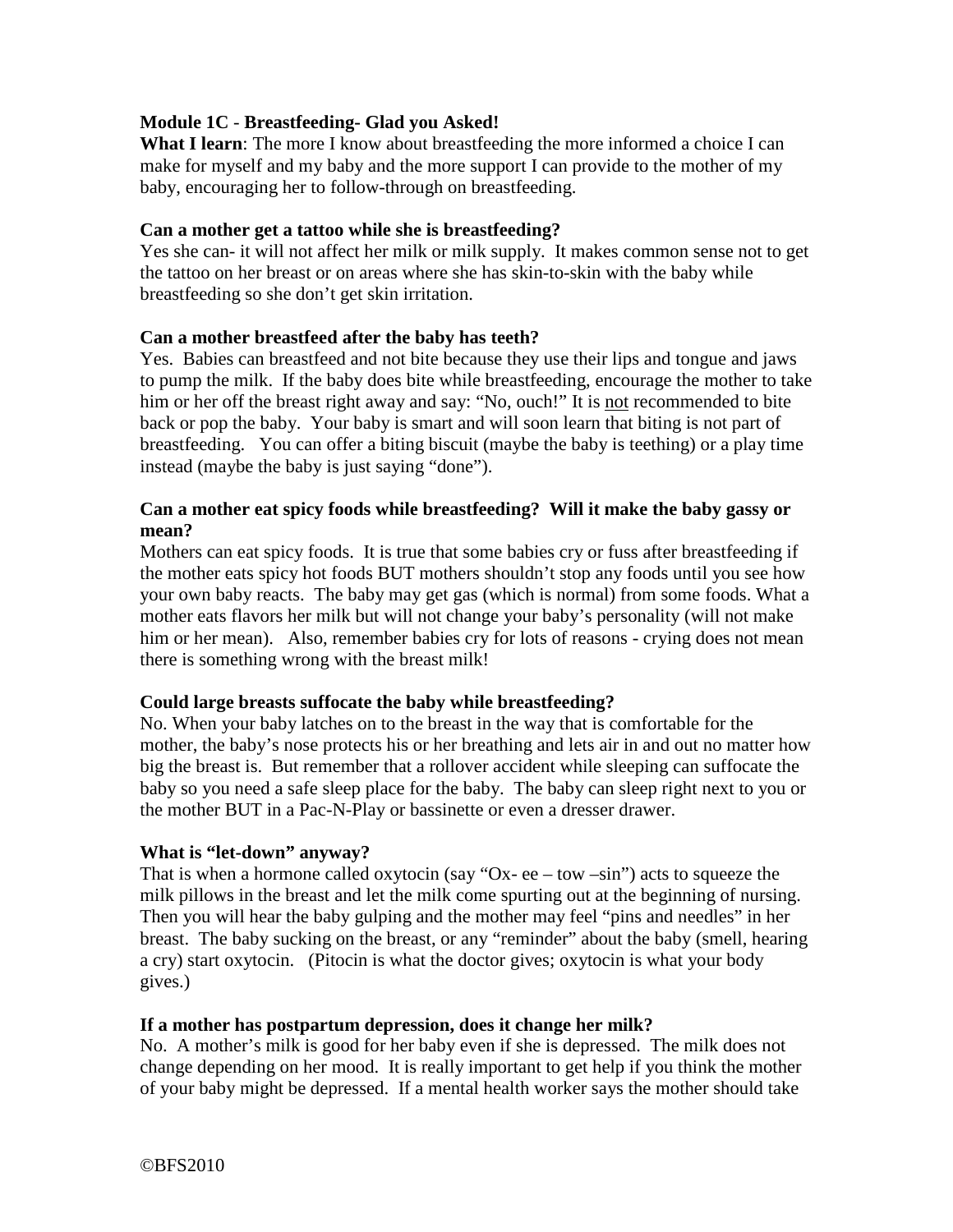**Module 1C** - **Breastfeeding- Glad you Asked!**

**What I learn**: The more I know about breastfeeding the more informed a choice I can make for myself and my baby and the more support I can provide to the mother of my baby, encouraging her to follow-through on breastfeeding.

**Can a mother get a tattoo while she is breastfeeding?**

Yes she can- it will not affect her milk or milk supply. It makes common sense not to get the tattoo on her breast or on areas where she has skin-to-skin with the baby while breastfeeding so she don't get skin irritation.

**Can a mother breastfeed after the baby has teeth?**

Yes. Babies can breastfeed and not bite because they use their lips and tongue and jaws to pump the milk. If the baby does bite while breastfeeding, encourage the mother to take him or her off the breast right away and say: "No, ouch!" It is <u>not</u> recommended to bite back or pop the baby. Your baby is smart and will soon learn that biting is not part of breastfeeding. You can offer a biting biscuit (maybe the baby is teething) or a play time instead (maybe the baby is just saying "done").

**Can a mother eat spicy foods while breastfeeding? Will it make the baby gassy or mean?**

Mothers can eat spicy foods. It is true that some babies cry or fuss after breastfeeding if the mother eats spicy hot foods BUT mothers shouldn't stop any foods until you see how your own baby reacts. The baby may get gas (which is normal) from some foods. What a mother eats flavors her milk but will not change your baby's personality (will not make him or her mean). Also, remember babies cry for lots of reasons - crying does not mean there is something wrong with the breast milk!

**Could large breasts suffocate the baby while breastfeeding?**

No. When your baby latches on to the breast in the way that is comfortable for the mother, the baby's nose protects his or her breathing and lets air in and out no matter how big the breast is. But remember that a rollover accident while sleeping can suffocate the baby so you need a safe sleep place for the baby. The baby can sleep right next to you or the mother BUT in a Pac-N-Play or bassinette or even a dresser drawer.

**What is "let-down" anyway?**

That is when a hormone called oxytocin (say "Ox- ee – tow –sin") acts to squeeze the milk pillows in the breast and let the milk come spurting out at the beginning of nursing. Then you will hear the baby gulping and the mother may feel "pins and needles" in her breast. The baby sucking on the breast, or any "reminder" about the baby (smell, hearing a cry) start oxytocin. (Pitocin is what the doctor gives; oxytocin is what your body gives.)

**If a mother has postpartum depression, does it change her milk?**

No. A mother's milk is good for her baby even if she is depressed. The milk does not change depending on her mood. It is really important to get help if you think the mother of your baby might be depressed. If a mental health worker says the mother should take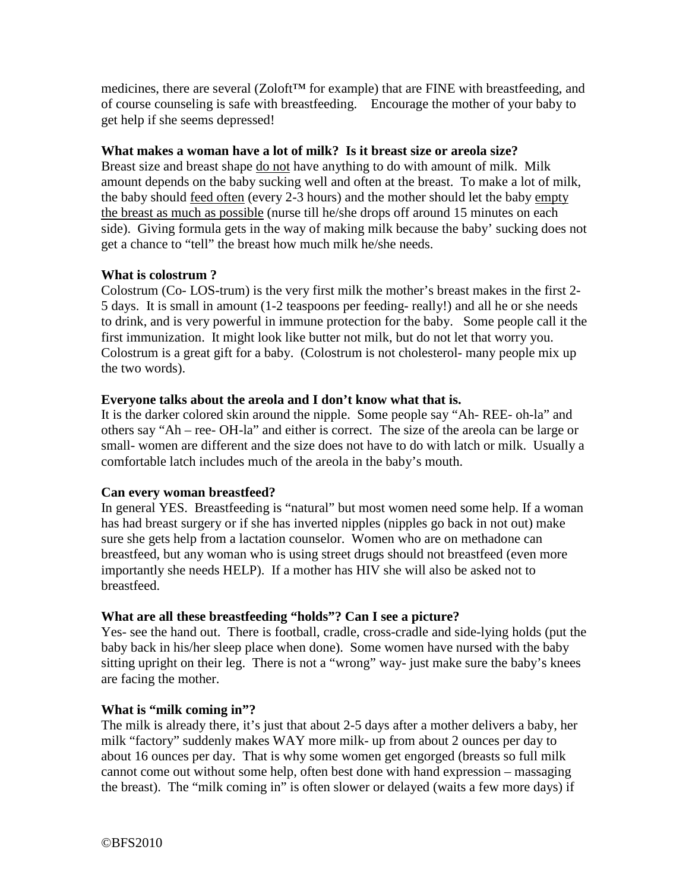medicines, there are several (Zoloft™ for example) that are FINE with breastfeeding, and of course counseling is safe with breastfeeding. Encourage the mother of your baby to get help if she seems depressed!

**What makes a woman have a lot of milk? Is it breast size or areola size?**

Breast size and breast shape <u>do not</u> have anything to do with amount of milk. Milk amount depends on the baby sucking well and often at the breast. To make a lot of milk, the baby should <u>feed often</u> (every 2-3 hours) and the mother should let the baby <u>empty the breast as much as possible</u> (nurse till he/she drops off around 15 minutes on each side). Giving formula gets in the way of making milk because the baby' sucking does not get a chance to "tell" the breast how much milk he/she needs.

**What is colostrum ?**

Colostrum (Co- LOS-trum) is the very first milk the mother's breast makes in the first 2-5 days. It is small in amount (1-2 teaspoons per feeding- really!) and all he or she needs to drink, and is very powerful in immune protection for the baby. Some people call it the first immunization. It might look like butter not milk, but do not let that worry you. Colostrum is a great gift for a baby. (Colostrum is not cholesterol- many people mix up the two words).

**Everyone talks about the areola and I don't know what that is.**

It is the darker colored skin around the nipple. Some people say "Ah- REE- oh-la" and others say "Ah – ree- OH-la" and either is correct. The size of the areola can be large or small- women are different and the size does not have to do with latch or milk. Usually a comfortable latch includes much of the areola in the baby's mouth.

**Can every woman breastfeed?**

In general YES. Breastfeeding is "natural" but most women need some help. If a woman has had breast surgery or if she has inverted nipples (nipples go back in not out) make sure she gets help from a lactation counselor. Women who are on methadone can breastfeed, but any woman who is using street drugs should not breastfeed (even more importantly she needs HELP). If a mother has HIV she will also be asked not to breastfeed.

**What are all these breastfeeding "holds"? Can I see a picture?**

Yes- see the hand out. There is football, cradle, cross-cradle and side-lying holds (put the baby back in his/her sleep place when done). Some women have nursed with the baby sitting upright on their leg. There is not a "wrong" way- just make sure the baby's knees are facing the mother.

**What is "milk coming in"?**

The milk is already there, it's just that about 2-5 days after a mother delivers a baby, her milk "factory" suddenly makes WAY more milk- up from about 2 ounces per day to about 16 ounces per day. That is why some women get engorged (breasts so full milk cannot come out without some help, often best done with hand expression – massaging the breast). The "milk coming in" is often slower or delayed (waits a few more days) if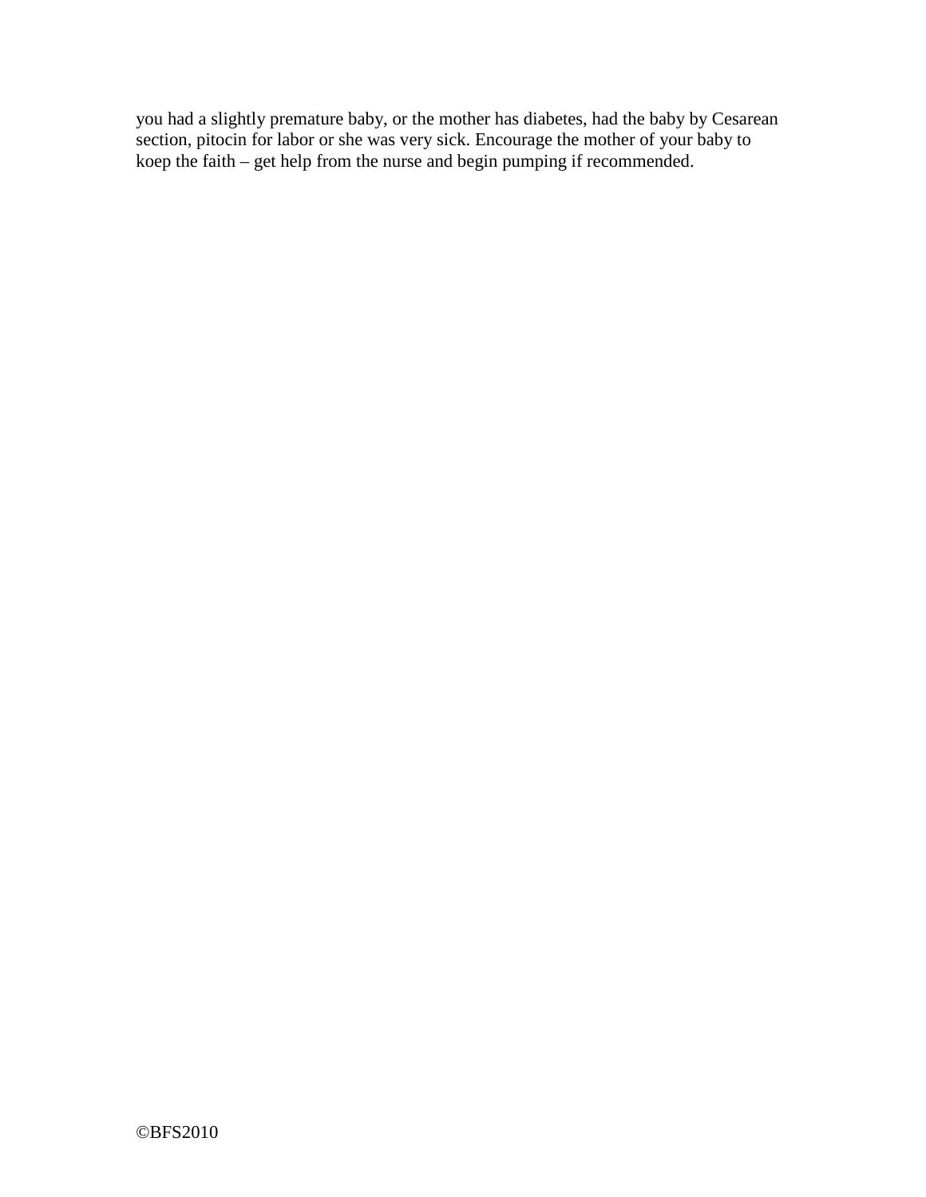you had a slightly premature baby, or the mother has diabetes, had the baby by Cesarean section, pitocin for labor or she was very sick. Encourage the mother of your baby to koep the faith – get help from the nurse and begin pumping if recommended.

©BFS2010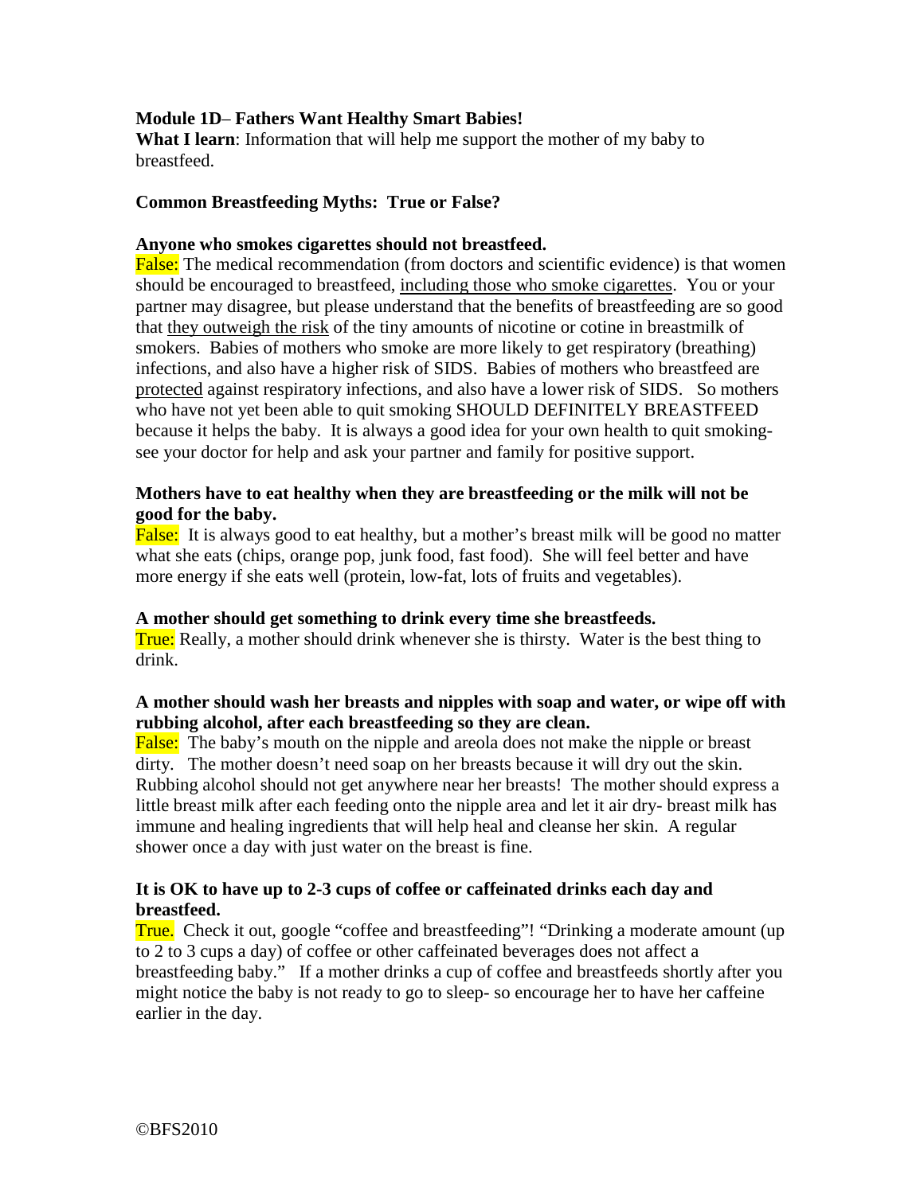**Module 1D– Fathers Want Healthy Smart Babies!**

**What I learn**: Information that will help me support the mother of my baby to breastfeed.

**Common Breastfeeding Myths: True or False?**

**Anyone who smokes cigarettes should not breastfeed.**

False: The medical recommendation (from doctors and scientific evidence) is that women should be encouraged to breastfeed, including those who smoke cigarettes. You or your partner may disagree, but please understand that the benefits of breastfeeding are so good that they outweigh the risk of the tiny amounts of nicotine or cotine in breastmilk of smokers. Babies of mothers who smoke are more likely to get respiratory (breathing) infections, and also have a higher risk of SIDS. Babies of mothers who breastfeed are protected against respiratory infections, and also have a lower risk of SIDS. So mothers who have not yet been able to quit smoking SHOULD DEFINITELY BREASTFEED because it helps the baby. It is always a good idea for your own health to quit smoking- see your doctor for help and ask your partner and family for positive support.

**Mothers have to eat healthy when they are breastfeeding or the milk will not be good for the baby.**

False: It is always good to eat healthy, but a mother's breast milk will be good no matter what she eats (chips, orange pop, junk food, fast food). She will feel better and have more energy if she eats well (protein, low-fat, lots of fruits and vegetables).

**A mother should get something to drink every time she breastfeeds.**

True: Really, a mother should drink whenever she is thirsty. Water is the best thing to drink.

**A mother should wash her breasts and nipples with soap and water, or wipe off with rubbing alcohol, after each breastfeeding so they are clean.**

False: The baby's mouth on the nipple and areola does not make the nipple or breast dirty. The mother doesn't need soap on her breasts because it will dry out the skin. Rubbing alcohol should not get anywhere near her breasts! The mother should express a little breast milk after each feeding onto the nipple area and let it air dry- breast milk has immune and healing ingredients that will help heal and cleanse her skin. A regular shower once a day with just water on the breast is fine.

**It is OK to have up to 2-3 cups of coffee or caffeinated drinks each day and breastfeed.**

True. Check it out, google "coffee and breastfeeding"! "Drinking a moderate amount (up to 2 to 3 cups a day) of coffee or other caffeinated beverages does not affect a breastfeeding baby." If a mother drinks a cup of coffee and breastfeeds shortly after you might notice the baby is not ready to go to sleep- so encourage her to have her caffeine earlier in the day.

©BFS2010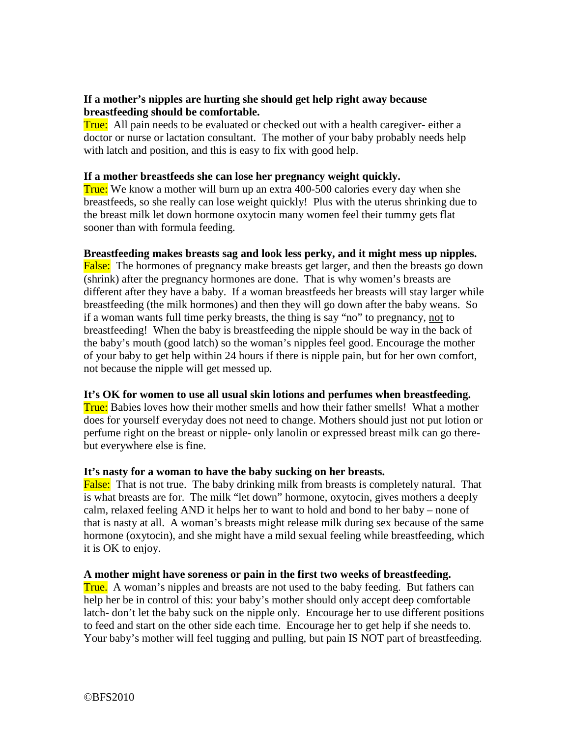**If a mother's nipples are hurting she should get help right away because breastfeeding should be comfortable.**

True: All pain needs to be evaluated or checked out with a health caregiver- either a doctor or nurse or lactation consultant. The mother of your baby probably needs help with latch and position, and this is easy to fix with good help.

**If a mother breastfeeds she can lose her pregnancy weight quickly.**

True: We know a mother will burn up an extra 400-500 calories every day when she breastfeeds, so she really can lose weight quickly! Plus with the uterus shrinking due to the breast milk let down hormone oxytocin many women feel their tummy gets flat sooner than with formula feeding.

**Breastfeeding makes breasts sag and look less perky, and it might mess up nipples.**

False: The hormones of pregnancy make breasts get larger, and then the breasts go down (shrink) after the pregnancy hormones are done. That is why women's breasts are different after they have a baby. If a woman breastfeeds her breasts will stay larger while breastfeeding (the milk hormones) and then they will go down after the baby weans. So if a woman wants full time perky breasts, the thing is say "no" to pregnancy, <u>not</u> to breastfeeding! When the baby is breastfeeding the nipple should be way in the back of the baby's mouth (good latch) so the woman's nipples feel good. Encourage the mother of your baby to get help within 24 hours if there is nipple pain, but for her own comfort, not because the nipple will get messed up.

**It's OK for women to use all usual skin lotions and perfumes when breastfeeding.**

True: Babies loves how their mother smells and how their father smells! What a mother does for yourself everyday does not need to change. Mothers should just not put lotion or perfume right on the breast or nipple- only lanolin or expressed breast milk can go there- but everywhere else is fine.

**It's nasty for a woman to have the baby sucking on her breasts.**

False: That is not true. The baby drinking milk from breasts is completely natural. That is what breasts are for. The milk "let down" hormone, oxytocin, gives mothers a deeply calm, relaxed feeling AND it helps her to want to hold and bond to her baby – none of that is nasty at all. A woman's breasts might release milk during sex because of the same hormone (oxytocin), and she might have a mild sexual feeling while breastfeeding, which it is OK to enjoy.

**A mother might have soreness or pain in the first two weeks of breastfeeding.**

True. A woman's nipples and breasts are not used to the baby feeding. But fathers can help her be in control of this: your baby's mother should only accept deep comfortable latch- don't let the baby suck on the nipple only. Encourage her to use different positions to feed and start on the other side each time. Encourage her to get help if she needs to. Your baby's mother will feel tugging and pulling, but pain IS NOT part of breastfeeding.

©BFS2010